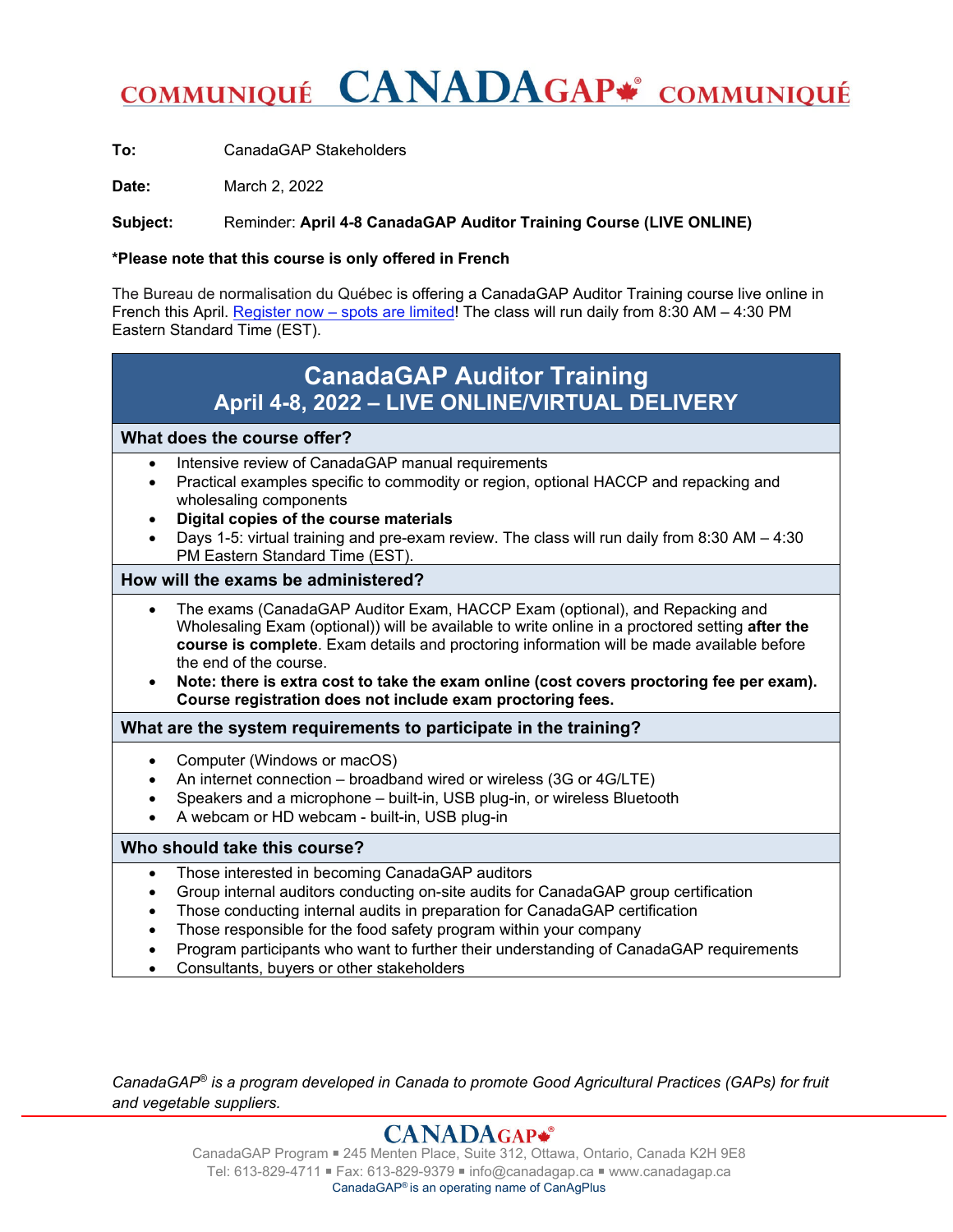# COMMUNIQUÉ CANADAGAP® COMMUNIQUÉ

**To:** CanadaGAP Stakeholders

**Date:** March 2, 2022

**Subject:** Reminder: **April 4-8 CanadaGAP Auditor Training Course (LIVE ONLINE)**

**\*Please note that this course is only offered in French**

The Bureau de normalisation du Québec is offering a CanadaGAP Auditor Training course live online in French this April. Register now – spots are limited! The class will run daily from 8:30 AM – 4:30 PM Eastern Standard Time (EST).

## CanadaGAP Auditor Training
## April 4-8, 2022 – LIVE ONLINE/VIRTUAL DELIVERY

### What does the course offer?

- Intensive review of CanadaGAP manual requirements
- Practical examples specific to commodity or region, optional HACCP and repacking and wholesaling components
- **Digital copies of the course materials**
- Days 1-5: virtual training and pre-exam review. The class will run daily from 8:30 AM – 4:30 PM Eastern Standard Time (EST).

### How will the exams be administered?

- The exams (CanadaGAP Auditor Exam, HACCP Exam (optional), and Repacking and Wholesaling Exam (optional)) will be available to write online in a proctored setting **after the course is complete**. Exam details and proctoring information will be made available before the end of the course.
- **Note: there is extra cost to take the exam online (cost covers proctoring fee per exam). Course registration does not include exam proctoring fees.**

### What are the system requirements to participate in the training?

- Computer (Windows or macOS)
- An internet connection – broadband wired or wireless (3G or 4G/LTE)
- Speakers and a microphone – built-in, USB plug-in, or wireless Bluetooth
- A webcam or HD webcam - built-in, USB plug-in

### Who should take this course?

- Those interested in becoming CanadaGAP auditors
- Group internal auditors conducting on-site audits for CanadaGAP group certification
- Those conducting internal audits in preparation for CanadaGAP certification
- Those responsible for the food safety program within your company
- Program participants who want to further their understanding of CanadaGAP requirements
- Consultants, buyers or other stakeholders

*CanadaGAP® is a program developed in Canada to promote Good Agricultural Practices (GAPs) for fruit and vegetable suppliers.*

CANADAGAP®

CanadaGAP Program ▪ 245 Menten Place, Suite 312, Ottawa, Ontario, Canada K2H 9E8
Tel: 613-829-4711 ▪ Fax: 613-829-9379 ▪ info@canadagap.ca ▪ www.canadagap.ca
CanadaGAP® is an operating name of CanAgPlus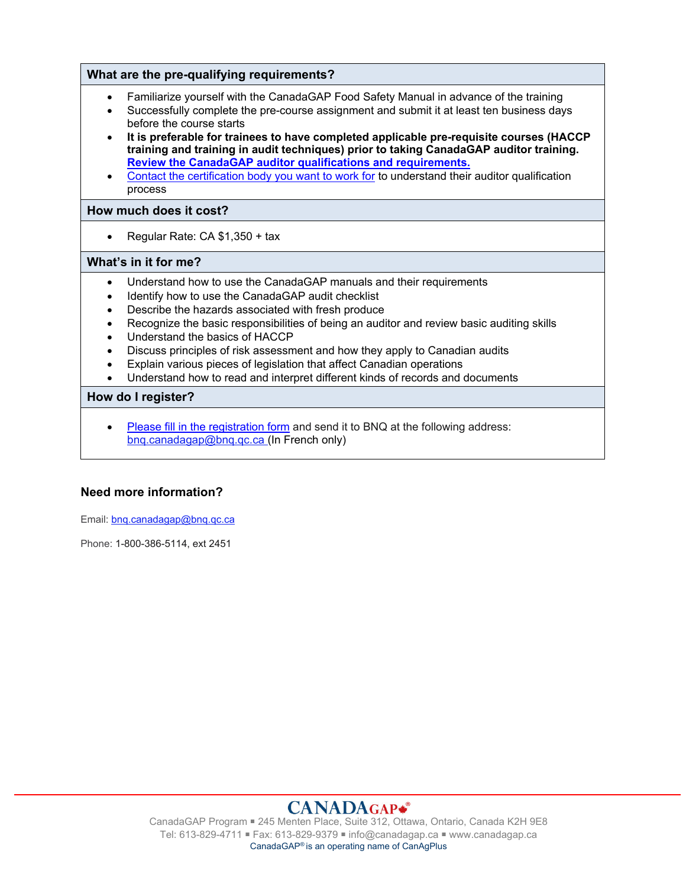## What are the pre-qualifying requirements?

- Familiarize yourself with the CanadaGAP Food Safety Manual in advance of the training
- Successfully complete the pre-course assignment and submit it at least ten business days before the course starts
- **It is preferable for trainees to have completed applicable pre-requisite courses (HACCP training and training in audit techniques) prior to taking CanadaGAP auditor training. Review the CanadaGAP auditor qualifications and requirements.**
- Contact the certification body you want to work for to understand their auditor qualification process

## How much does it cost?

- Regular Rate: CA $1,350 + tax

## What's in it for me?

- Understand how to use the CanadaGAP manuals and their requirements
- Identify how to use the CanadaGAP audit checklist
- Describe the hazards associated with fresh produce
- Recognize the basic responsibilities of being an auditor and review basic auditing skills
- Understand the basics of HACCP
- Discuss principles of risk assessment and how they apply to Canadian audits
- Explain various pieces of legislation that affect Canadian operations
- Understand how to read and interpret different kinds of records and documents

## How do I register?

- Please fill in the registration form and send it to BNQ at the following address: bnq.canadagap@bnq.qc.ca (In French only)

## Need more information?

Email: bnq.canadagap@bnq.qc.ca

Phone: 1-800-386-5114, ext 2451

CANADAGAP®

CanadaGAP Program ▪ 245 Menten Place, Suite 312, Ottawa, Ontario, Canada K2H 9E8
Tel: 613-829-4711 ▪ Fax: 613-829-9379 ▪ info@canadagap.ca ▪ www.canadagap.ca
CanadaGAP® is an operating name of CanAgPlus